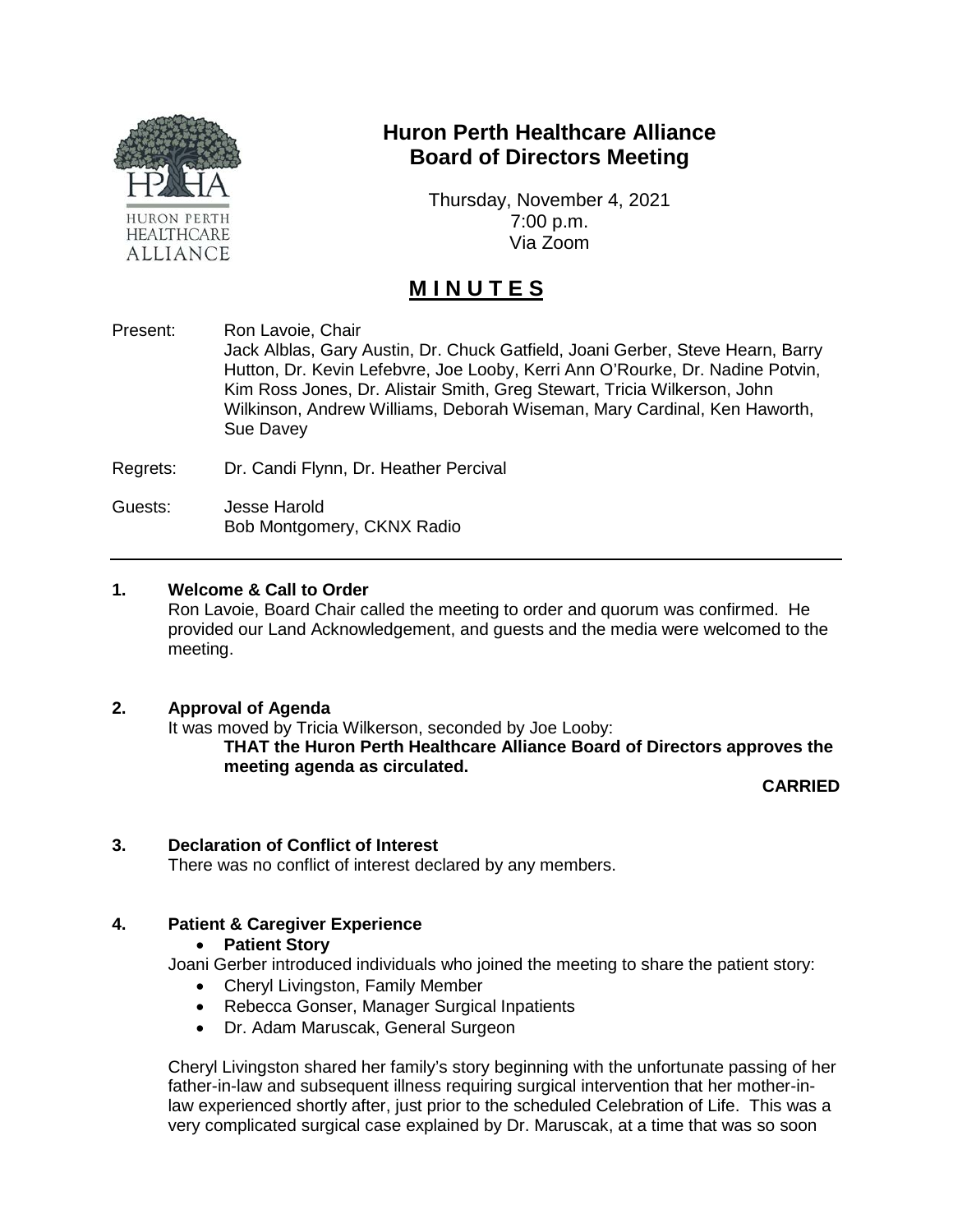# Huron Perth Healthcare Alliance
# Board of Directors Meeting

Thursday, November 4, 2021
7:00 p.m.
Via Zoom

## M I N U T E S

Present: Ron Lavoie, Chair
Jack Alblas, Gary Austin, Dr. Chuck Gatfield, Joani Gerber, Steve Hearn, Barry Hutton, Dr. Kevin Lefebvre, Joe Looby, Kerri Ann O'Rourke, Dr. Nadine Potvin, Kim Ross Jones, Dr. Alistair Smith, Greg Stewart, Tricia Wilkerson, John Wilkinson, Andrew Williams, Deborah Wiseman, Mary Cardinal, Ken Haworth, Sue Davey

Regrets: Dr. Candi Flynn, Dr. Heather Percival

Guests: Jesse Harold
Bob Montgomery, CKNX Radio

---

### 1. Welcome & Call to Order

Ron Lavoie, Board Chair called the meeting to order and quorum was confirmed. He provided our Land Acknowledgement, and guests and the media were welcomed to the meeting.

### 2. Approval of Agenda

It was moved by Tricia Wilkerson, seconded by Joe Looby:

**THAT the Huron Perth Healthcare Alliance Board of Directors approves the meeting agenda as circulated.**

**CARRIED**

### 3. Declaration of Conflict of Interest

There was no conflict of interest declared by any members.

### 4. Patient & Caregiver Experience

- **Patient Story**

Joani Gerber introduced individuals who joined the meeting to share the patient story:

- Cheryl Livingston, Family Member
- Rebecca Gonser, Manager Surgical Inpatients
- Dr. Adam Maruscak, General Surgeon

Cheryl Livingston shared her family's story beginning with the unfortunate passing of her father-in-law and subsequent illness requiring surgical intervention that her mother-in-law experienced shortly after, just prior to the scheduled Celebration of Life. This was a very complicated surgical case explained by Dr. Maruscak, at a time that was so soon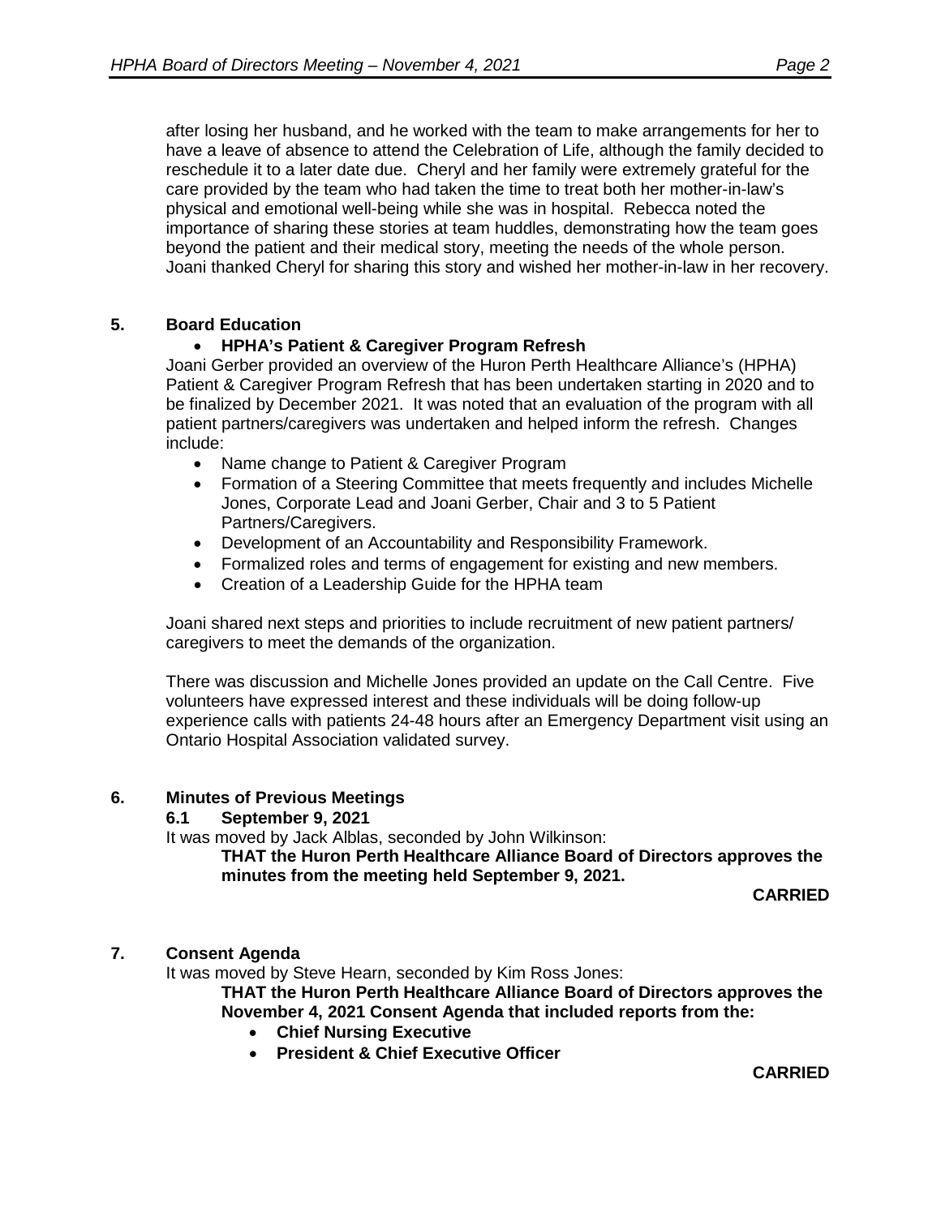after losing her husband, and he worked with the team to make arrangements for her to have a leave of absence to attend the Celebration of Life, although the family decided to reschedule it to a later date due. Cheryl and her family were extremely grateful for the care provided by the team who had taken the time to treat both her mother-in-law's physical and emotional well-being while she was in hospital. Rebecca noted the importance of sharing these stories at team huddles, demonstrating how the team goes beyond the patient and their medical story, meeting the needs of the whole person. Joani thanked Cheryl for sharing this story and wished her mother-in-law in her recovery.

## 5. Board Education

- **HPHA's Patient & Caregiver Program Refresh**

Joani Gerber provided an overview of the Huron Perth Healthcare Alliance's (HPHA) Patient & Caregiver Program Refresh that has been undertaken starting in 2020 and to be finalized by December 2021. It was noted that an evaluation of the program with all patient partners/caregivers was undertaken and helped inform the refresh. Changes include:

- Name change to Patient & Caregiver Program
- Formation of a Steering Committee that meets frequently and includes Michelle Jones, Corporate Lead and Joani Gerber, Chair and 3 to 5 Patient Partners/Caregivers.
- Development of an Accountability and Responsibility Framework.
- Formalized roles and terms of engagement for existing and new members.
- Creation of a Leadership Guide for the HPHA team

Joani shared next steps and priorities to include recruitment of new patient partners/ caregivers to meet the demands of the organization.

There was discussion and Michelle Jones provided an update on the Call Centre. Five volunteers have expressed interest and these individuals will be doing follow-up experience calls with patients 24-48 hours after an Emergency Department visit using an Ontario Hospital Association validated survey.

## 6. Minutes of Previous Meetings

### 6.1 September 9, 2021

It was moved by Jack Alblas, seconded by John Wilkinson:

**THAT the Huron Perth Healthcare Alliance Board of Directors approves the minutes from the meeting held September 9, 2021.**

**CARRIED**

## 7. Consent Agenda

It was moved by Steve Hearn, seconded by Kim Ross Jones:

**THAT the Huron Perth Healthcare Alliance Board of Directors approves the November 4, 2021 Consent Agenda that included reports from the:**

- **Chief Nursing Executive**
- **President & Chief Executive Officer**

**CARRIED**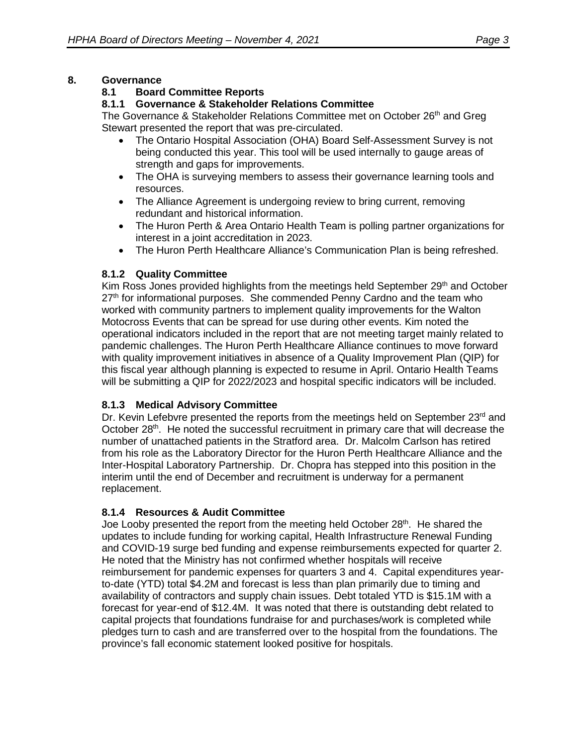## 8. Governance

### 8.1 Board Committee Reports

#### 8.1.1 Governance & Stakeholder Relations Committee

The Governance & Stakeholder Relations Committee met on October 26th and Greg Stewart presented the report that was pre-circulated.

- The Ontario Hospital Association (OHA) Board Self-Assessment Survey is not being conducted this year. This tool will be used internally to gauge areas of strength and gaps for improvements.
- The OHA is surveying members to assess their governance learning tools and resources.
- The Alliance Agreement is undergoing review to bring current, removing redundant and historical information.
- The Huron Perth & Area Ontario Health Team is polling partner organizations for interest in a joint accreditation in 2023.
- The Huron Perth Healthcare Alliance's Communication Plan is being refreshed.

#### 8.1.2 Quality Committee

Kim Ross Jones provided highlights from the meetings held September 29th and October 27th for informational purposes. She commended Penny Cardno and the team who worked with community partners to implement quality improvements for the Walton Motocross Events that can be spread for use during other events. Kim noted the operational indicators included in the report that are not meeting target mainly related to pandemic challenges. The Huron Perth Healthcare Alliance continues to move forward with quality improvement initiatives in absence of a Quality Improvement Plan (QIP) for this fiscal year although planning is expected to resume in April. Ontario Health Teams will be submitting a QIP for 2022/2023 and hospital specific indicators will be included.

#### 8.1.3 Medical Advisory Committee

Dr. Kevin Lefebvre presented the reports from the meetings held on September 23rd and October 28th. He noted the successful recruitment in primary care that will decrease the number of unattached patients in the Stratford area. Dr. Malcolm Carlson has retired from his role as the Laboratory Director for the Huron Perth Healthcare Alliance and the Inter-Hospital Laboratory Partnership. Dr. Chopra has stepped into this position in the interim until the end of December and recruitment is underway for a permanent replacement.

#### 8.1.4 Resources & Audit Committee

Joe Looby presented the report from the meeting held October 28th. He shared the updates to include funding for working capital, Health Infrastructure Renewal Funding and COVID-19 surge bed funding and expense reimbursements expected for quarter 2. He noted that the Ministry has not confirmed whether hospitals will receive reimbursement for pandemic expenses for quarters 3 and 4. Capital expenditures year-to-date (YTD) total $4.2M and forecast is less than plan primarily due to timing and availability of contractors and supply chain issues. Debt totaled YTD is $15.1M with a forecast for year-end of $12.4M. It was noted that there is outstanding debt related to capital projects that foundations fundraise for and purchases/work is completed while pledges turn to cash and are transferred over to the hospital from the foundations. The province's fall economic statement looked positive for hospitals.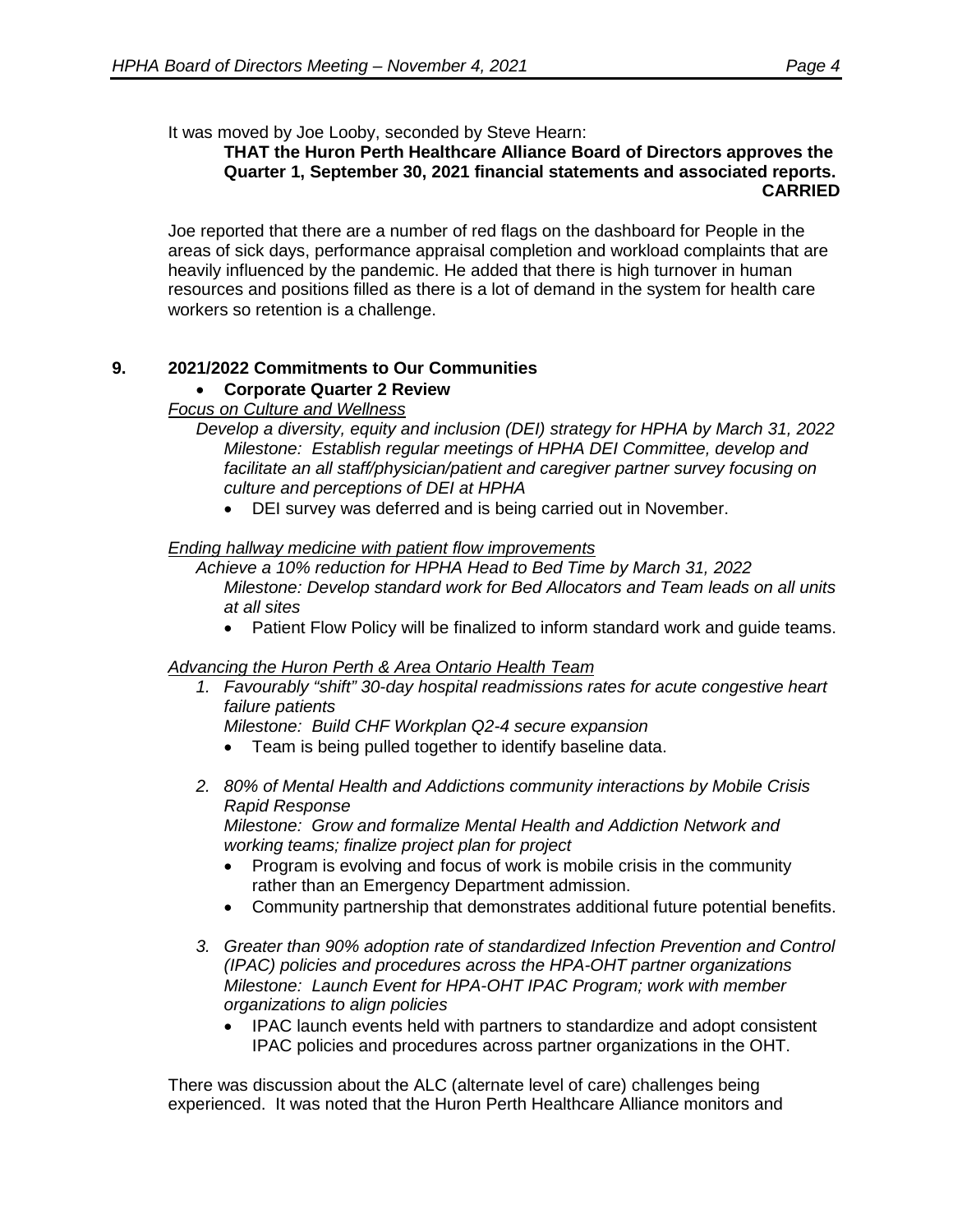It was moved by Joe Looby, seconded by Steve Hearn:

**THAT the Huron Perth Healthcare Alliance Board of Directors approves the Quarter 1, September 30, 2021 financial statements and associated reports.**
**CARRIED**

Joe reported that there are a number of red flags on the dashboard for People in the areas of sick days, performance appraisal completion and workload complaints that are heavily influenced by the pandemic. He added that there is high turnover in human resources and positions filled as there is a lot of demand in the system for health care workers so retention is a challenge.

## 9. 2021/2022 Commitments to Our Communities

- **Corporate Quarter 2 Review**

*Focus on Culture and Wellness*

*Develop a diversity, equity and inclusion (DEI) strategy for HPHA by March 31, 2022*
*Milestone: Establish regular meetings of HPHA DEI Committee, develop and facilitate an all staff/physician/patient and caregiver partner survey focusing on culture and perceptions of DEI at HPHA*

- DEI survey was deferred and is being carried out in November.

*Ending hallway medicine with patient flow improvements*

*Achieve a 10% reduction for HPHA Head to Bed Time by March 31, 2022*
*Milestone: Develop standard work for Bed Allocators and Team leads on all units at all sites*

- Patient Flow Policy will be finalized to inform standard work and guide teams.

*Advancing the Huron Perth & Area Ontario Health Team*

1. *Favourably "shift" 30-day hospital readmissions rates for acute congestive heart failure patients*
   *Milestone: Build CHF Workplan Q2-4 secure expansion*
   - Team is being pulled together to identify baseline data.

2. *80% of Mental Health and Addictions community interactions by Mobile Crisis Rapid Response*
   *Milestone: Grow and formalize Mental Health and Addiction Network and working teams; finalize project plan for project*
   - Program is evolving and focus of work is mobile crisis in the community rather than an Emergency Department admission.
   - Community partnership that demonstrates additional future potential benefits.

3. *Greater than 90% adoption rate of standardized Infection Prevention and Control (IPAC) policies and procedures across the HPA-OHT partner organizations*
   *Milestone: Launch Event for HPA-OHT IPAC Program; work with member organizations to align policies*
   - IPAC launch events held with partners to standardize and adopt consistent IPAC policies and procedures across partner organizations in the OHT.

There was discussion about the ALC (alternate level of care) challenges being experienced. It was noted that the Huron Perth Healthcare Alliance monitors and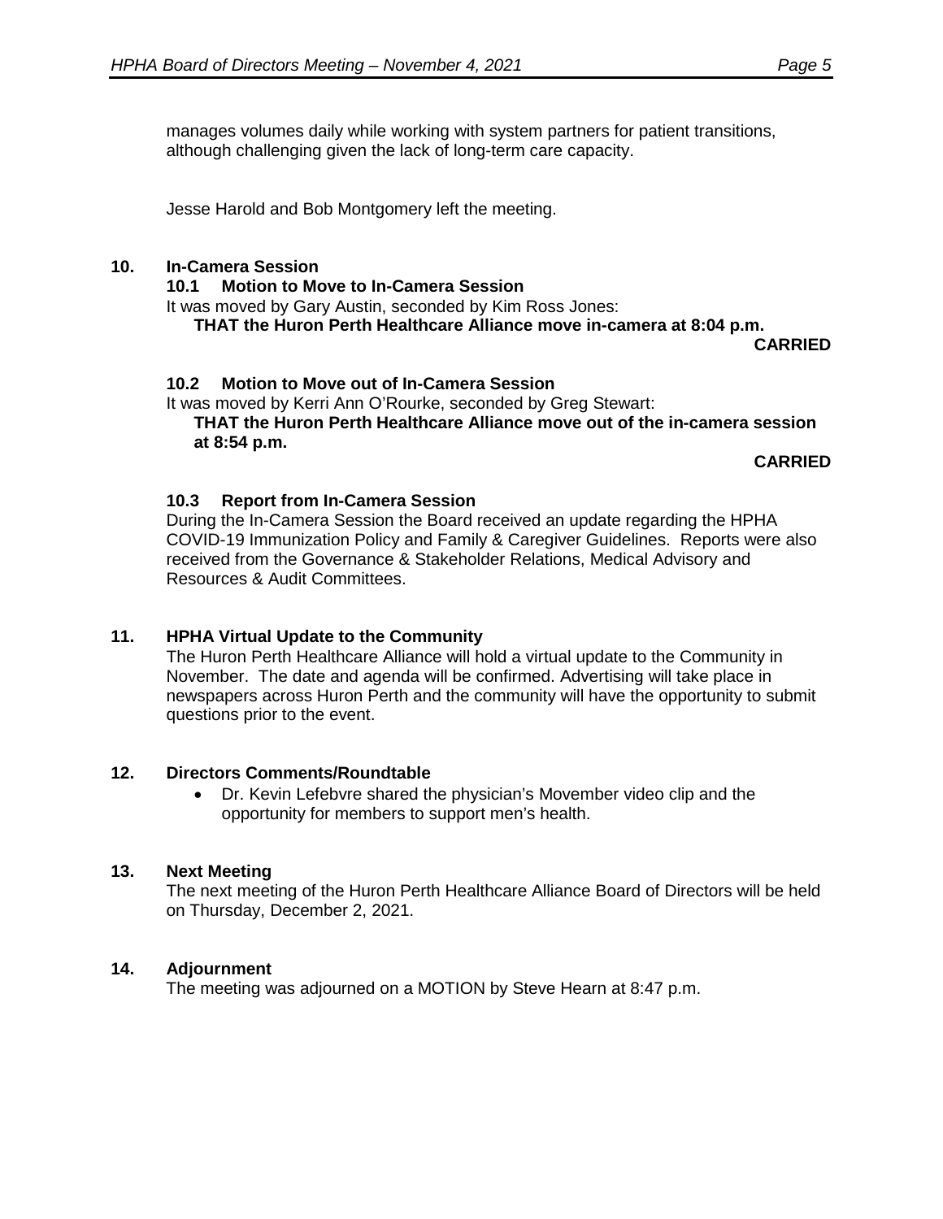manages volumes daily while working with system partners for patient transitions, although challenging given the lack of long-term care capacity.

Jesse Harold and Bob Montgomery left the meeting.

## 10. In-Camera Session

### 10.1 Motion to Move to In-Camera Session

It was moved by Gary Austin, seconded by Kim Ross Jones:

**THAT the Huron Perth Healthcare Alliance move in-camera at 8:04 p.m.**

**CARRIED**

### 10.2 Motion to Move out of In-Camera Session

It was moved by Kerri Ann O'Rourke, seconded by Greg Stewart:

**THAT the Huron Perth Healthcare Alliance move out of the in-camera session at 8:54 p.m.**

**CARRIED**

### 10.3 Report from In-Camera Session

During the In-Camera Session the Board received an update regarding the HPHA COVID-19 Immunization Policy and Family & Caregiver Guidelines. Reports were also received from the Governance & Stakeholder Relations, Medical Advisory and Resources & Audit Committees.

## 11. HPHA Virtual Update to the Community

The Huron Perth Healthcare Alliance will hold a virtual update to the Community in November. The date and agenda will be confirmed. Advertising will take place in newspapers across Huron Perth and the community will have the opportunity to submit questions prior to the event.

## 12. Directors Comments/Roundtable

- Dr. Kevin Lefebvre shared the physician's Movember video clip and the opportunity for members to support men's health.

## 13. Next Meeting

The next meeting of the Huron Perth Healthcare Alliance Board of Directors will be held on Thursday, December 2, 2021.

## 14. Adjournment

The meeting was adjourned on a MOTION by Steve Hearn at 8:47 p.m.